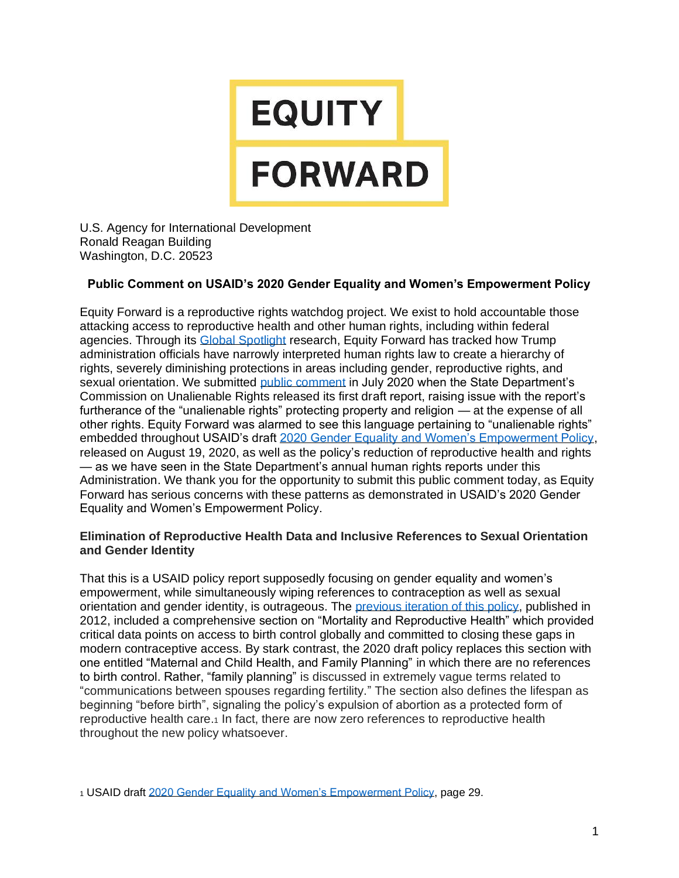**EQUITY FORWARD**

U.S. Agency for International Development
Ronald Reagan Building
Washington, D.C. 20523

## Public Comment on USAID's 2020 Gender Equality and Women's Empowerment Policy

Equity Forward is a reproductive rights watchdog project. We exist to hold accountable those attacking access to reproductive health and other human rights, including within federal agencies. Through its Global Spotlight research, Equity Forward has tracked how Trump administration officials have narrowly interpreted human rights law to create a hierarchy of rights, severely diminishing protections in areas including gender, reproductive rights, and sexual orientation. We submitted public comment in July 2020 when the State Department's Commission on Unalienable Rights released its first draft report, raising issue with the report's furtherance of the "unalienable rights" protecting property and religion — at the expense of all other rights. Equity Forward was alarmed to see this language pertaining to "unalienable rights" embedded throughout USAID's draft 2020 Gender Equality and Women's Empowerment Policy, released on August 19, 2020, as well as the policy's reduction of reproductive health and rights — as we have seen in the State Department's annual human rights reports under this Administration. We thank you for the opportunity to submit this public comment today, as Equity Forward has serious concerns with these patterns as demonstrated in USAID's 2020 Gender Equality and Women's Empowerment Policy.

### Elimination of Reproductive Health Data and Inclusive References to Sexual Orientation and Gender Identity

That this is a USAID policy report supposedly focusing on gender equality and women's empowerment, while simultaneously wiping references to contraception as well as sexual orientation and gender identity, is outrageous. The previous iteration of this policy, published in 2012, included a comprehensive section on "Mortality and Reproductive Health" which provided critical data points on access to birth control globally and committed to closing these gaps in modern contraceptive access. By stark contrast, the 2020 draft policy replaces this section with one entitled "Maternal and Child Health, and Family Planning" in which there are no references to birth control. Rather, "family planning" is discussed in extremely vague terms related to "communications between spouses regarding fertility." The section also defines the lifespan as beginning "before birth", signaling the policy's expulsion of abortion as a protected form of reproductive health care.[1] In fact, there are now zero references to reproductive health throughout the new policy whatsoever.

[1] USAID draft 2020 Gender Equality and Women's Empowerment Policy, page 29.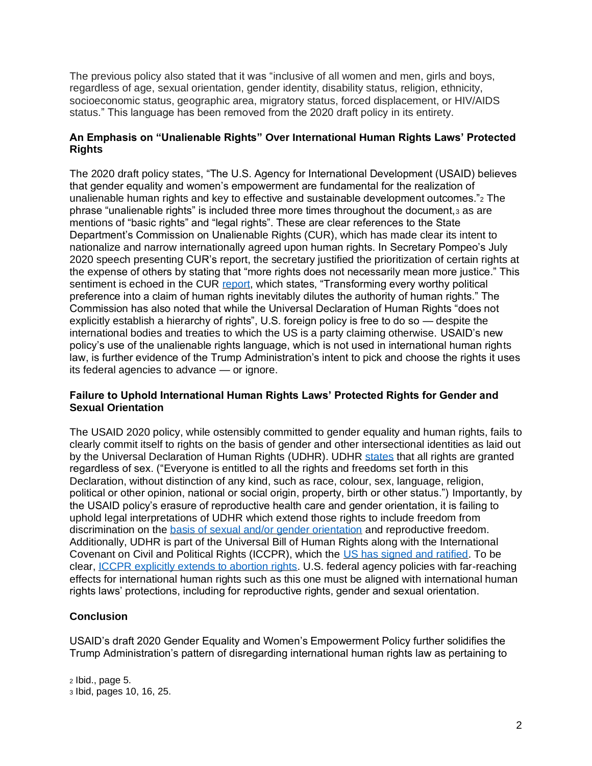The previous policy also stated that it was "inclusive of all women and men, girls and boys, regardless of age, sexual orientation, gender identity, disability status, religion, ethnicity, socioeconomic status, geographic area, migratory status, forced displacement, or HIV/AIDS status." This language has been removed from the 2020 draft policy in its entirety.

**An Emphasis on "Unalienable Rights" Over International Human Rights Laws' Protected Rights**

The 2020 draft policy states, "The U.S. Agency for International Development (USAID) believes that gender equality and women's empowerment are fundamental for the realization of unalienable human rights and key to effective and sustainable development outcomes."[2] The phrase "unalienable rights" is included three more times throughout the document,[3] as are mentions of "basic rights" and "legal rights". These are clear references to the State Department's Commission on Unalienable Rights (CUR), which has made clear its intent to nationalize and narrow internationally agreed upon human rights. In Secretary Pompeo's July 2020 speech presenting CUR's report, the secretary justified the prioritization of certain rights at the expense of others by stating that "more rights does not necessarily mean more justice." This sentiment is echoed in the CUR report, which states, "Transforming every worthy political preference into a claim of human rights inevitably dilutes the authority of human rights." The Commission has also noted that while the Universal Declaration of Human Rights "does not explicitly establish a hierarchy of rights", U.S. foreign policy is free to do so — despite the international bodies and treaties to which the US is a party claiming otherwise. USAID's new policy's use of the unalienable rights language, which is not used in international human rights law, is further evidence of the Trump Administration's intent to pick and choose the rights it uses its federal agencies to advance — or ignore.

**Failure to Uphold International Human Rights Laws' Protected Rights for Gender and Sexual Orientation**

The USAID 2020 policy, while ostensibly committed to gender equality and human rights, fails to clearly commit itself to rights on the basis of gender and other intersectional identities as laid out by the Universal Declaration of Human Rights (UDHR). UDHR states that all rights are granted regardless of sex. ("Everyone is entitled to all the rights and freedoms set forth in this Declaration, without distinction of any kind, such as race, colour, sex, language, religion, political or other opinion, national or social origin, property, birth or other status.") Importantly, by the USAID policy's erasure of reproductive health care and gender orientation, it is failing to uphold legal interpretations of UDHR which extend those rights to include freedom from discrimination on the basis of sexual and/or gender orientation and reproductive freedom. Additionally, UDHR is part of the Universal Bill of Human Rights along with the International Covenant on Civil and Political Rights (ICCPR), which the US has signed and ratified. To be clear, ICCPR explicitly extends to abortion rights. U.S. federal agency policies with far-reaching effects for international human rights such as this one must be aligned with international human rights laws' protections, including for reproductive rights, gender and sexual orientation.

**Conclusion**

USAID's draft 2020 Gender Equality and Women's Empowerment Policy further solidifies the Trump Administration's pattern of disregarding international human rights law as pertaining to

[2] Ibid., page 5.
[3] Ibid, pages 10, 16, 25.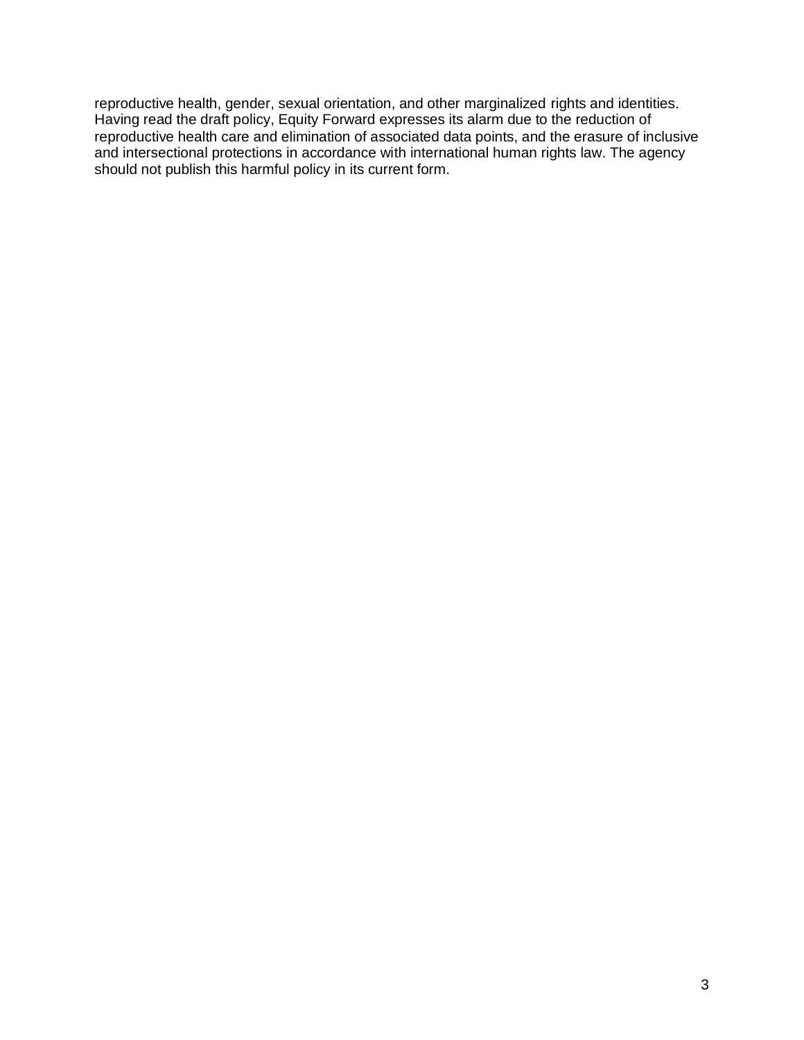reproductive health, gender, sexual orientation, and other marginalized rights and identities. Having read the draft policy, Equity Forward expresses its alarm due to the reduction of reproductive health care and elimination of associated data points, and the erasure of inclusive and intersectional protections in accordance with international human rights law. The agency should not publish this harmful policy in its current form.